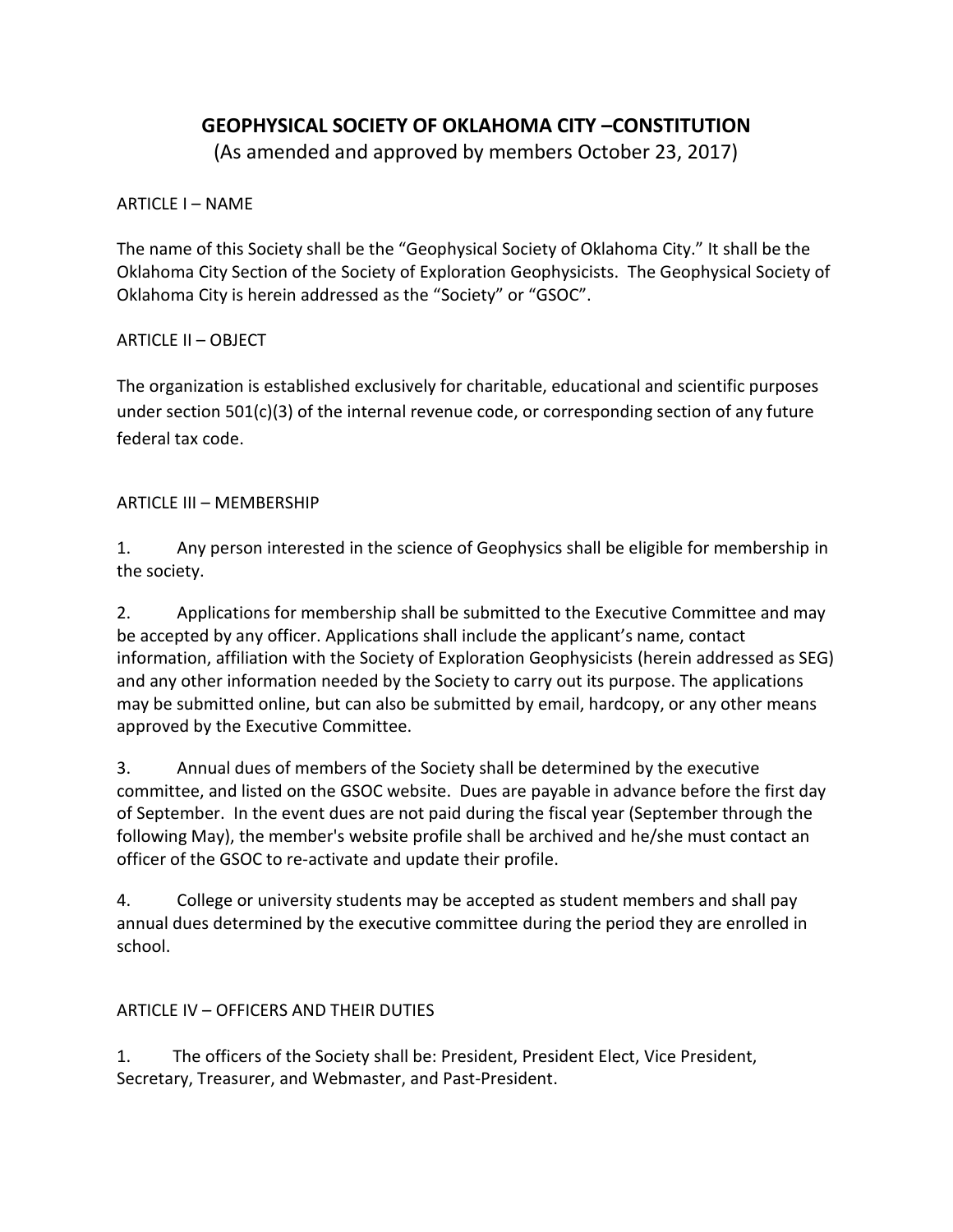# GEOPHYSICAL SOCIETY OF OKLAHOMA CITY –CONSTITUTION

(As amended and approved by members October 23, 2017)

## ARTICLE I – NAME

The name of this Society shall be the "Geophysical Society of Oklahoma City." It shall be the Oklahoma City Section of the Society of Exploration Geophysicists. The Geophysical Society of Oklahoma City is herein addressed as the "Society" or "GSOC".

## ARTICLE II – OBJECT

The organization is established exclusively for charitable, educational and scientific purposes under section 501(c)(3) of the internal revenue code, or corresponding section of any future federal tax code.

## ARTICLE III – MEMBERSHIP

1. Any person interested in the science of Geophysics shall be eligible for membership in the society.

2. Applications for membership shall be submitted to the Executive Committee and may be accepted by any officer. Applications shall include the applicant's name, contact information, affiliation with the Society of Exploration Geophysicists (herein addressed as SEG) and any other information needed by the Society to carry out its purpose. The applications may be submitted online, but can also be submitted by email, hardcopy, or any other means approved by the Executive Committee.

3. Annual dues of members of the Society shall be determined by the executive committee, and listed on the GSOC website. Dues are payable in advance before the first day of September. In the event dues are not paid during the fiscal year (September through the following May), the member's website profile shall be archived and he/she must contact an officer of the GSOC to re-activate and update their profile.

4. College or university students may be accepted as student members and shall pay annual dues determined by the executive committee during the period they are enrolled in school.

## ARTICLE IV – OFFICERS AND THEIR DUTIES

1. The officers of the Society shall be: President, President Elect, Vice President, Secretary, Treasurer, and Webmaster, and Past-President.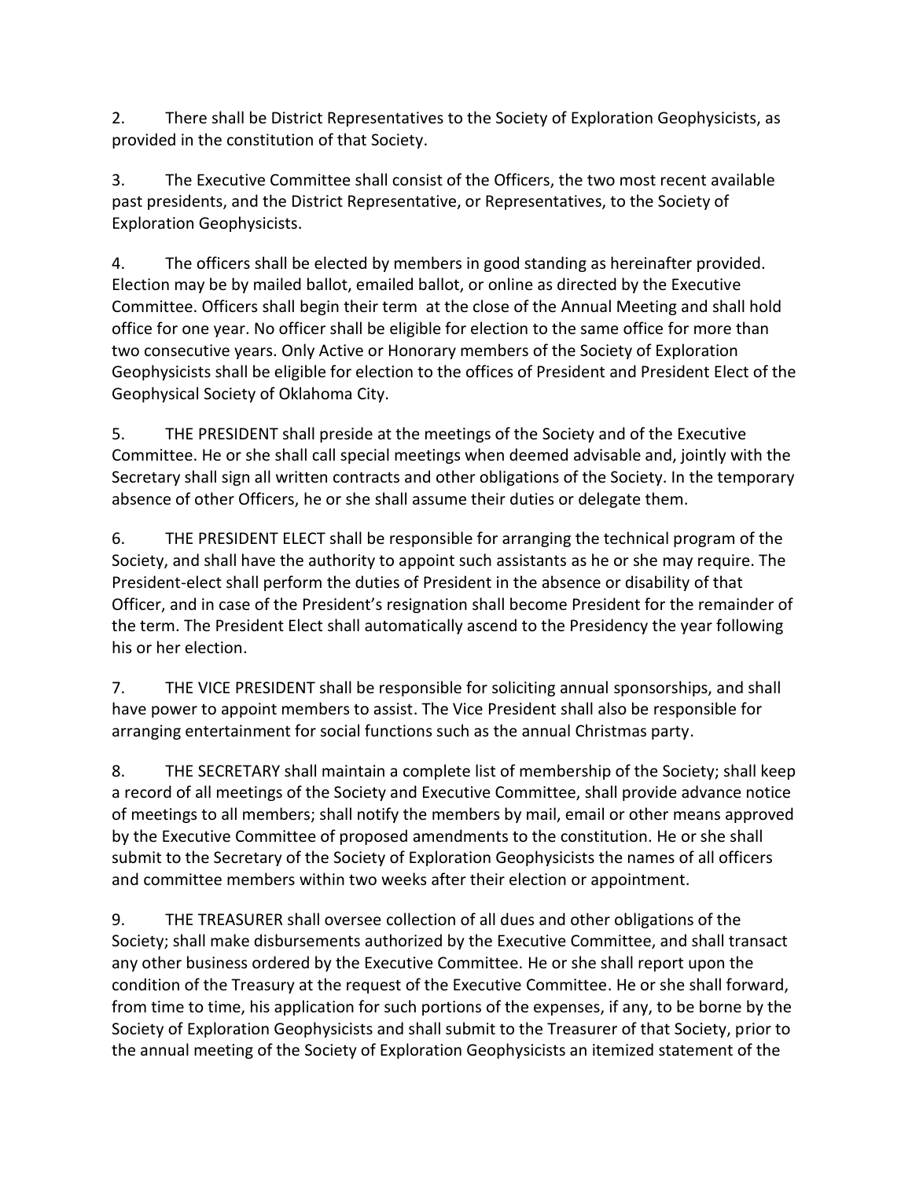2. There shall be District Representatives to the Society of Exploration Geophysicists, as provided in the constitution of that Society.

3. The Executive Committee shall consist of the Officers, the two most recent available past presidents, and the District Representative, or Representatives, to the Society of Exploration Geophysicists.

4. The officers shall be elected by members in good standing as hereinafter provided. Election may be by mailed ballot, emailed ballot, or online as directed by the Executive Committee. Officers shall begin their term at the close of the Annual Meeting and shall hold office for one year. No officer shall be eligible for election to the same office for more than two consecutive years. Only Active or Honorary members of the Society of Exploration Geophysicists shall be eligible for election to the offices of President and President Elect of the Geophysical Society of Oklahoma City.

5. THE PRESIDENT shall preside at the meetings of the Society and of the Executive Committee. He or she shall call special meetings when deemed advisable and, jointly with the Secretary shall sign all written contracts and other obligations of the Society. In the temporary absence of other Officers, he or she shall assume their duties or delegate them.

6. THE PRESIDENT ELECT shall be responsible for arranging the technical program of the Society, and shall have the authority to appoint such assistants as he or she may require. The President-elect shall perform the duties of President in the absence or disability of that Officer, and in case of the President's resignation shall become President for the remainder of the term. The President Elect shall automatically ascend to the Presidency the year following his or her election.

7. THE VICE PRESIDENT shall be responsible for soliciting annual sponsorships, and shall have power to appoint members to assist. The Vice President shall also be responsible for arranging entertainment for social functions such as the annual Christmas party.

8. THE SECRETARY shall maintain a complete list of membership of the Society; shall keep a record of all meetings of the Society and Executive Committee, shall provide advance notice of meetings to all members; shall notify the members by mail, email or other means approved by the Executive Committee of proposed amendments to the constitution. He or she shall submit to the Secretary of the Society of Exploration Geophysicists the names of all officers and committee members within two weeks after their election or appointment.

9. THE TREASURER shall oversee collection of all dues and other obligations of the Society; shall make disbursements authorized by the Executive Committee, and shall transact any other business ordered by the Executive Committee. He or she shall report upon the condition of the Treasury at the request of the Executive Committee. He or she shall forward, from time to time, his application for such portions of the expenses, if any, to be borne by the Society of Exploration Geophysicists and shall submit to the Treasurer of that Society, prior to the annual meeting of the Society of Exploration Geophysicists an itemized statement of the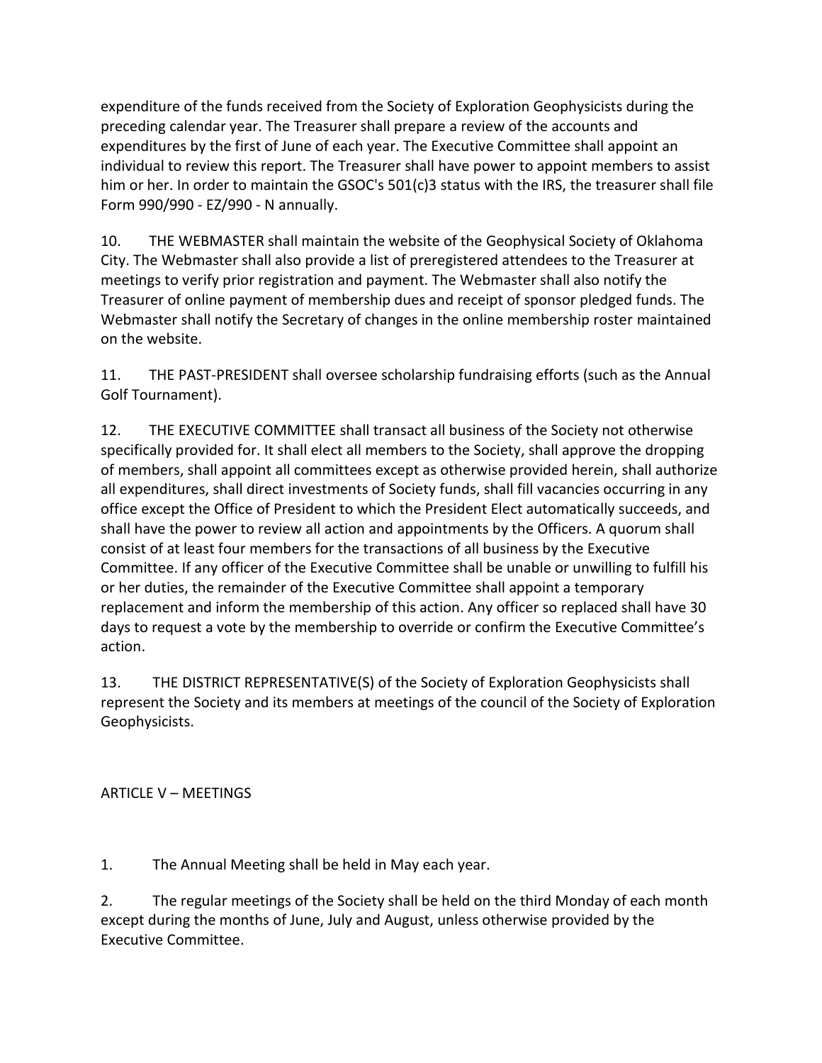expenditure of the funds received from the Society of Exploration Geophysicists during the preceding calendar year. The Treasurer shall prepare a review of the accounts and expenditures by the first of June of each year. The Executive Committee shall appoint an individual to review this report. The Treasurer shall have power to appoint members to assist him or her. In order to maintain the GSOC's 501(c)3 status with the IRS, the treasurer shall file Form 990/990 - EZ/990 - N annually.

10. THE WEBMASTER shall maintain the website of the Geophysical Society of Oklahoma City. The Webmaster shall also provide a list of preregistered attendees to the Treasurer at meetings to verify prior registration and payment. The Webmaster shall also notify the Treasurer of online payment of membership dues and receipt of sponsor pledged funds. The Webmaster shall notify the Secretary of changes in the online membership roster maintained on the website.

11. THE PAST-PRESIDENT shall oversee scholarship fundraising efforts (such as the Annual Golf Tournament).

12. THE EXECUTIVE COMMITTEE shall transact all business of the Society not otherwise specifically provided for. It shall elect all members to the Society, shall approve the dropping of members, shall appoint all committees except as otherwise provided herein, shall authorize all expenditures, shall direct investments of Society funds, shall fill vacancies occurring in any office except the Office of President to which the President Elect automatically succeeds, and shall have the power to review all action and appointments by the Officers. A quorum shall consist of at least four members for the transactions of all business by the Executive Committee. If any officer of the Executive Committee shall be unable or unwilling to fulfill his or her duties, the remainder of the Executive Committee shall appoint a temporary replacement and inform the membership of this action. Any officer so replaced shall have 30 days to request a vote by the membership to override or confirm the Executive Committee's action.

13. THE DISTRICT REPRESENTATIVE(S) of the Society of Exploration Geophysicists shall represent the Society and its members at meetings of the council of the Society of Exploration Geophysicists.

## ARTICLE V – MEETINGS

1. The Annual Meeting shall be held in May each year.

2. The regular meetings of the Society shall be held on the third Monday of each month except during the months of June, July and August, unless otherwise provided by the Executive Committee.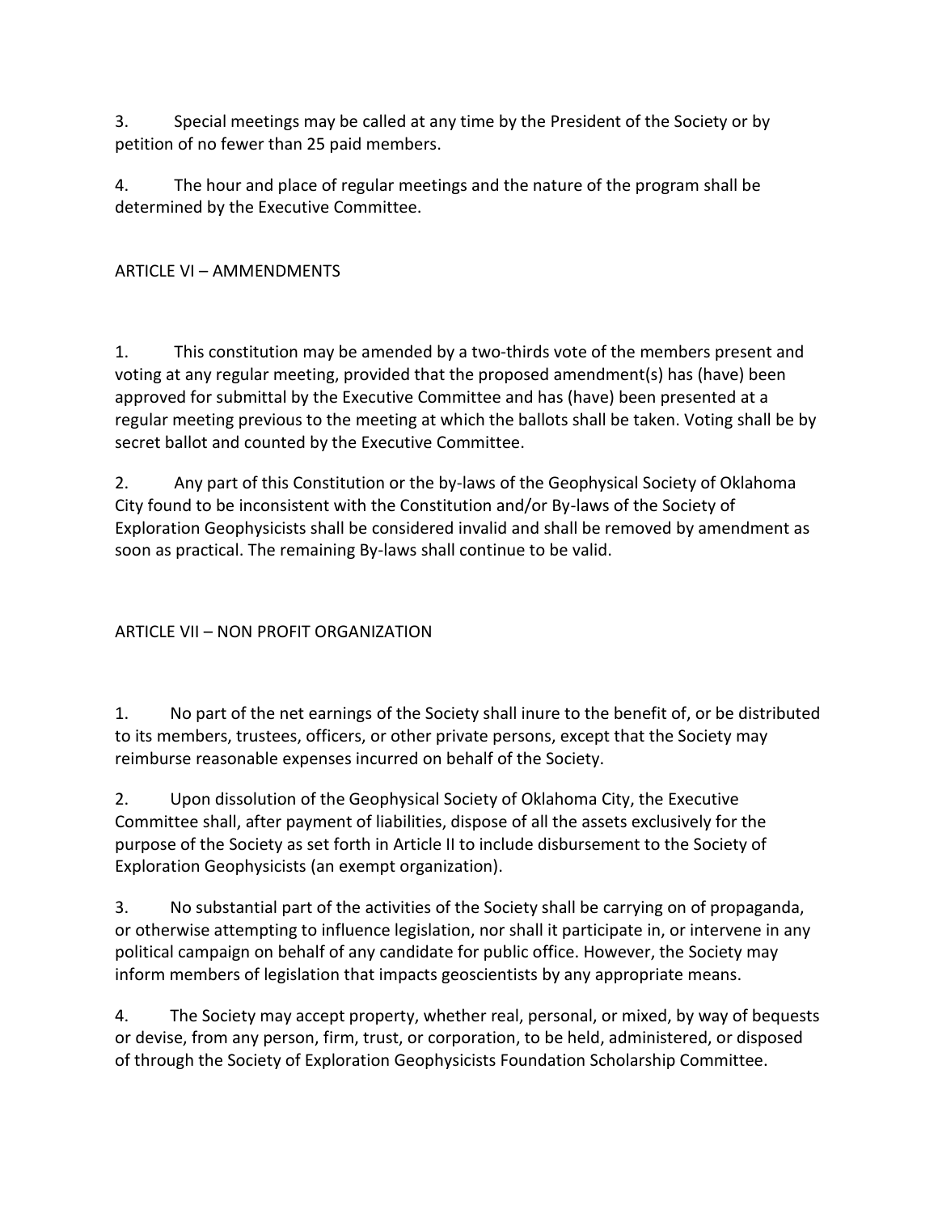3. Special meetings may be called at any time by the President of the Society or by petition of no fewer than 25 paid members.

4. The hour and place of regular meetings and the nature of the program shall be determined by the Executive Committee.

## ARTICLE VI – AMMENDMENTS

1. This constitution may be amended by a two-thirds vote of the members present and voting at any regular meeting, provided that the proposed amendment(s) has (have) been approved for submittal by the Executive Committee and has (have) been presented at a regular meeting previous to the meeting at which the ballots shall be taken. Voting shall be by secret ballot and counted by the Executive Committee.

2. Any part of this Constitution or the by-laws of the Geophysical Society of Oklahoma City found to be inconsistent with the Constitution and/or By-laws of the Society of Exploration Geophysicists shall be considered invalid and shall be removed by amendment as soon as practical. The remaining By-laws shall continue to be valid.

## ARTICLE VII – NON PROFIT ORGANIZATION

1. No part of the net earnings of the Society shall inure to the benefit of, or be distributed to its members, trustees, officers, or other private persons, except that the Society may reimburse reasonable expenses incurred on behalf of the Society.

2. Upon dissolution of the Geophysical Society of Oklahoma City, the Executive Committee shall, after payment of liabilities, dispose of all the assets exclusively for the purpose of the Society as set forth in Article II to include disbursement to the Society of Exploration Geophysicists (an exempt organization).

3. No substantial part of the activities of the Society shall be carrying on of propaganda, or otherwise attempting to influence legislation, nor shall it participate in, or intervene in any political campaign on behalf of any candidate for public office. However, the Society may inform members of legislation that impacts geoscientists by any appropriate means.

4. The Society may accept property, whether real, personal, or mixed, by way of bequests or devise, from any person, firm, trust, or corporation, to be held, administered, or disposed of through the Society of Exploration Geophysicists Foundation Scholarship Committee.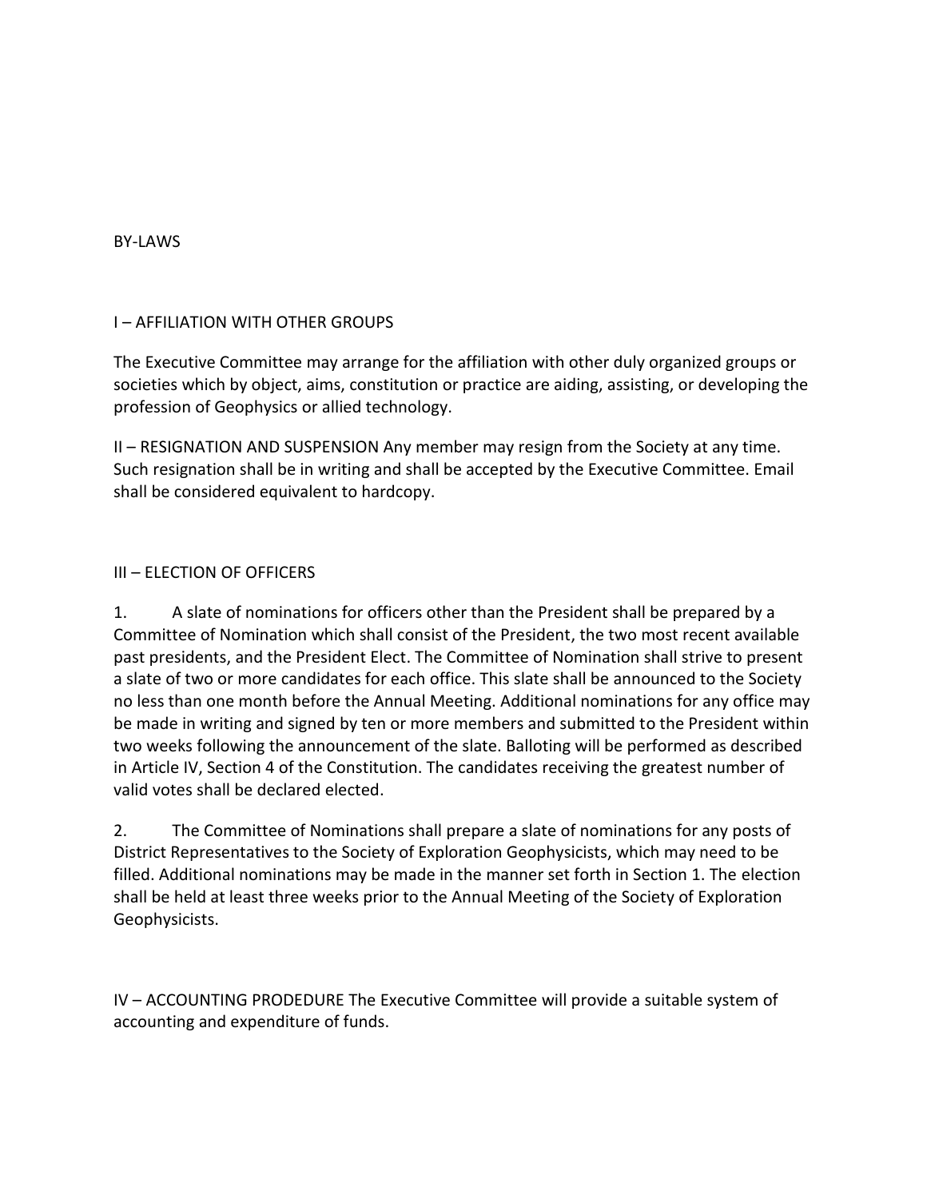# BY-LAWS

## I – AFFILIATION WITH OTHER GROUPS

The Executive Committee may arrange for the affiliation with other duly organized groups or societies which by object, aims, constitution or practice are aiding, assisting, or developing the profession of Geophysics or allied technology.

## II – RESIGNATION AND SUSPENSION

Any member may resign from the Society at any time. Such resignation shall be in writing and shall be accepted by the Executive Committee. Email shall be considered equivalent to hardcopy.

## III – ELECTION OF OFFICERS

1. A slate of nominations for officers other than the President shall be prepared by a Committee of Nomination which shall consist of the President, the two most recent available past presidents, and the President Elect. The Committee of Nomination shall strive to present a slate of two or more candidates for each office. This slate shall be announced to the Society no less than one month before the Annual Meeting. Additional nominations for any office may be made in writing and signed by ten or more members and submitted to the President within two weeks following the announcement of the slate. Balloting will be performed as described in Article IV, Section 4 of the Constitution. The candidates receiving the greatest number of valid votes shall be declared elected.

2. The Committee of Nominations shall prepare a slate of nominations for any posts of District Representatives to the Society of Exploration Geophysicists, which may need to be filled. Additional nominations may be made in the manner set forth in Section 1. The election shall be held at least three weeks prior to the Annual Meeting of the Society of Exploration Geophysicists.

## IV – ACCOUNTING PRODEDURE

The Executive Committee will provide a suitable system of accounting and expenditure of funds.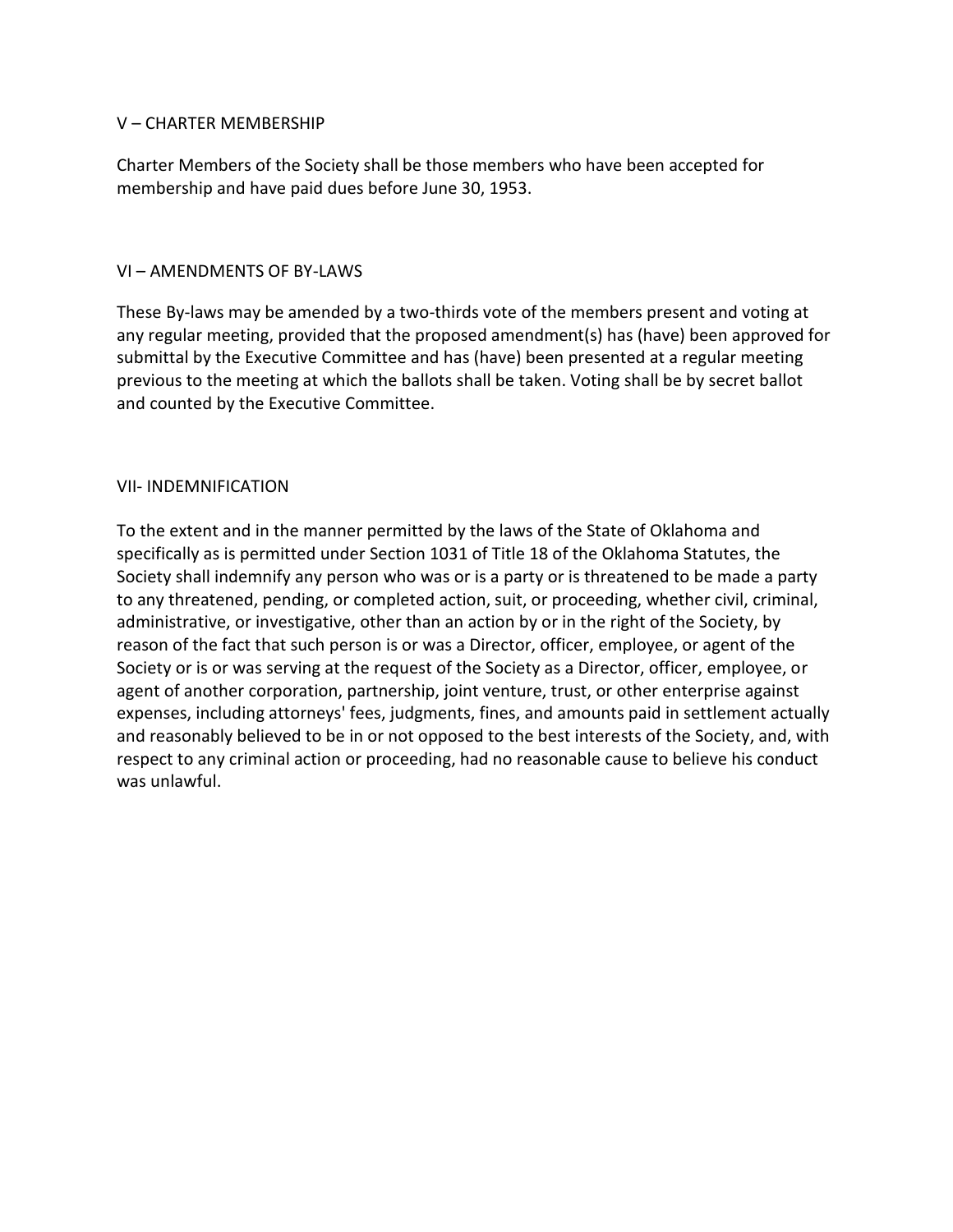## V – CHARTER MEMBERSHIP

Charter Members of the Society shall be those members who have been accepted for membership and have paid dues before June 30, 1953.

## VI – AMENDMENTS OF BY-LAWS

These By-laws may be amended by a two-thirds vote of the members present and voting at any regular meeting, provided that the proposed amendment(s) has (have) been approved for submittal by the Executive Committee and has (have) been presented at a regular meeting previous to the meeting at which the ballots shall be taken. Voting shall be by secret ballot and counted by the Executive Committee.

## VII- INDEMNIFICATION

To the extent and in the manner permitted by the laws of the State of Oklahoma and specifically as is permitted under Section 1031 of Title 18 of the Oklahoma Statutes, the Society shall indemnify any person who was or is a party or is threatened to be made a party to any threatened, pending, or completed action, suit, or proceeding, whether civil, criminal, administrative, or investigative, other than an action by or in the right of the Society, by reason of the fact that such person is or was a Director, officer, employee, or agent of the Society or is or was serving at the request of the Society as a Director, officer, employee, or agent of another corporation, partnership, joint venture, trust, or other enterprise against expenses, including attorneys' fees, judgments, fines, and amounts paid in settlement actually and reasonably believed to be in or not opposed to the best interests of the Society, and, with respect to any criminal action or proceeding, had no reasonable cause to believe his conduct was unlawful.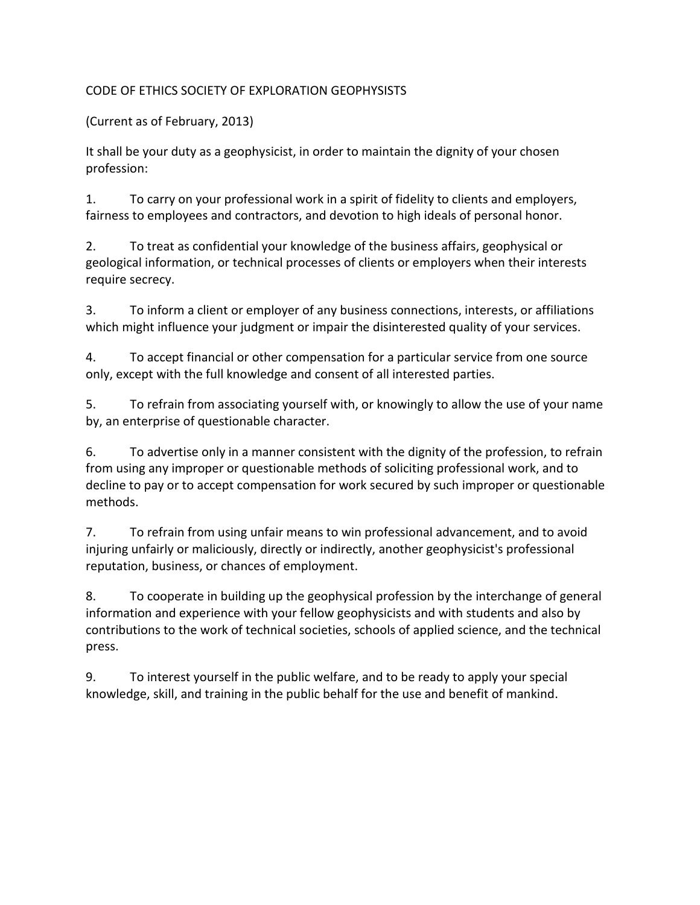# CODE OF ETHICS SOCIETY OF EXPLORATION GEOPHYSISTS

(Current as of February, 2013)

It shall be your duty as a geophysicist, in order to maintain the dignity of your chosen profession:

1. To carry on your professional work in a spirit of fidelity to clients and employers, fairness to employees and contractors, and devotion to high ideals of personal honor.

2. To treat as confidential your knowledge of the business affairs, geophysical or geological information, or technical processes of clients or employers when their interests require secrecy.

3. To inform a client or employer of any business connections, interests, or affiliations which might influence your judgment or impair the disinterested quality of your services.

4. To accept financial or other compensation for a particular service from one source only, except with the full knowledge and consent of all interested parties.

5. To refrain from associating yourself with, or knowingly to allow the use of your name by, an enterprise of questionable character.

6. To advertise only in a manner consistent with the dignity of the profession, to refrain from using any improper or questionable methods of soliciting professional work, and to decline to pay or to accept compensation for work secured by such improper or questionable methods.

7. To refrain from using unfair means to win professional advancement, and to avoid injuring unfairly or maliciously, directly or indirectly, another geophysicist's professional reputation, business, or chances of employment.

8. To cooperate in building up the geophysical profession by the interchange of general information and experience with your fellow geophysicists and with students and also by contributions to the work of technical societies, schools of applied science, and the technical press.

9. To interest yourself in the public welfare, and to be ready to apply your special knowledge, skill, and training in the public behalf for the use and benefit of mankind.